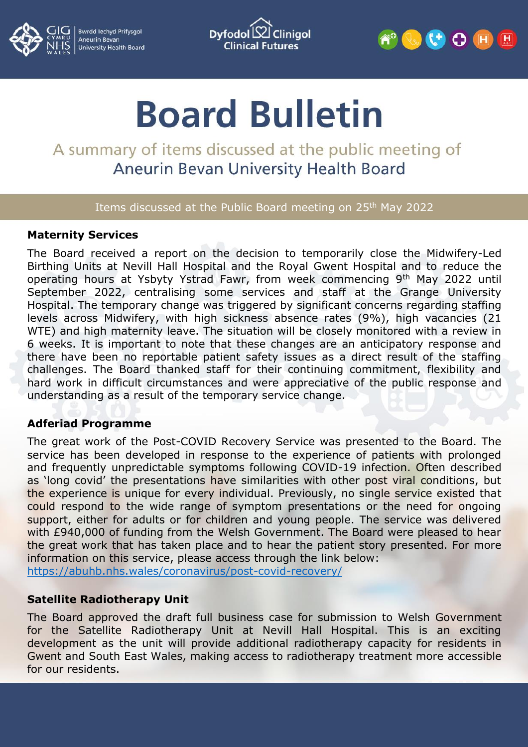# Board Bulletin

A summary of items discussed at the public meeting of
Aneurin Bevan University Health Board

Items discussed at the Public Board meeting on 25th May 2022

### Maternity Services

The Board received a report on the decision to temporarily close the Midwifery-Led Birthing Units at Nevill Hall Hospital and the Royal Gwent Hospital and to reduce the operating hours at Ysbyty Ystrad Fawr, from week commencing 9th May 2022 until September 2022, centralising some services and staff at the Grange University Hospital. The temporary change was triggered by significant concerns regarding staffing levels across Midwifery, with high sickness absence rates (9%), high vacancies (21 WTE) and high maternity leave. The situation will be closely monitored with a review in 6 weeks. It is important to note that these changes are an anticipatory response and there have been no reportable patient safety issues as a direct result of the staffing challenges. The Board thanked staff for their continuing commitment, flexibility and hard work in difficult circumstances and were appreciative of the public response and understanding as a result of the temporary service change.

### Adferiad Programme

The great work of the Post-COVID Recovery Service was presented to the Board. The service has been developed in response to the experience of patients with prolonged and frequently unpredictable symptoms following COVID-19 infection. Often described as 'long covid' the presentations have similarities with other post viral conditions, but the experience is unique for every individual. Previously, no single service existed that could respond to the wide range of symptom presentations or the need for ongoing support, either for adults or for children and young people. The service was delivered with £940,000 of funding from the Welsh Government. The Board were pleased to hear the great work that has taken place and to hear the patient story presented. For more information on this service, please access through the link below:
https://abuhb.nhs.wales/coronavirus/post-covid-recovery/

### Satellite Radiotherapy Unit

The Board approved the draft full business case for submission to Welsh Government for the Satellite Radiotherapy Unit at Nevill Hall Hospital. This is an exciting development as the unit will provide additional radiotherapy capacity for residents in Gwent and South East Wales, making access to radiotherapy treatment more accessible for our residents.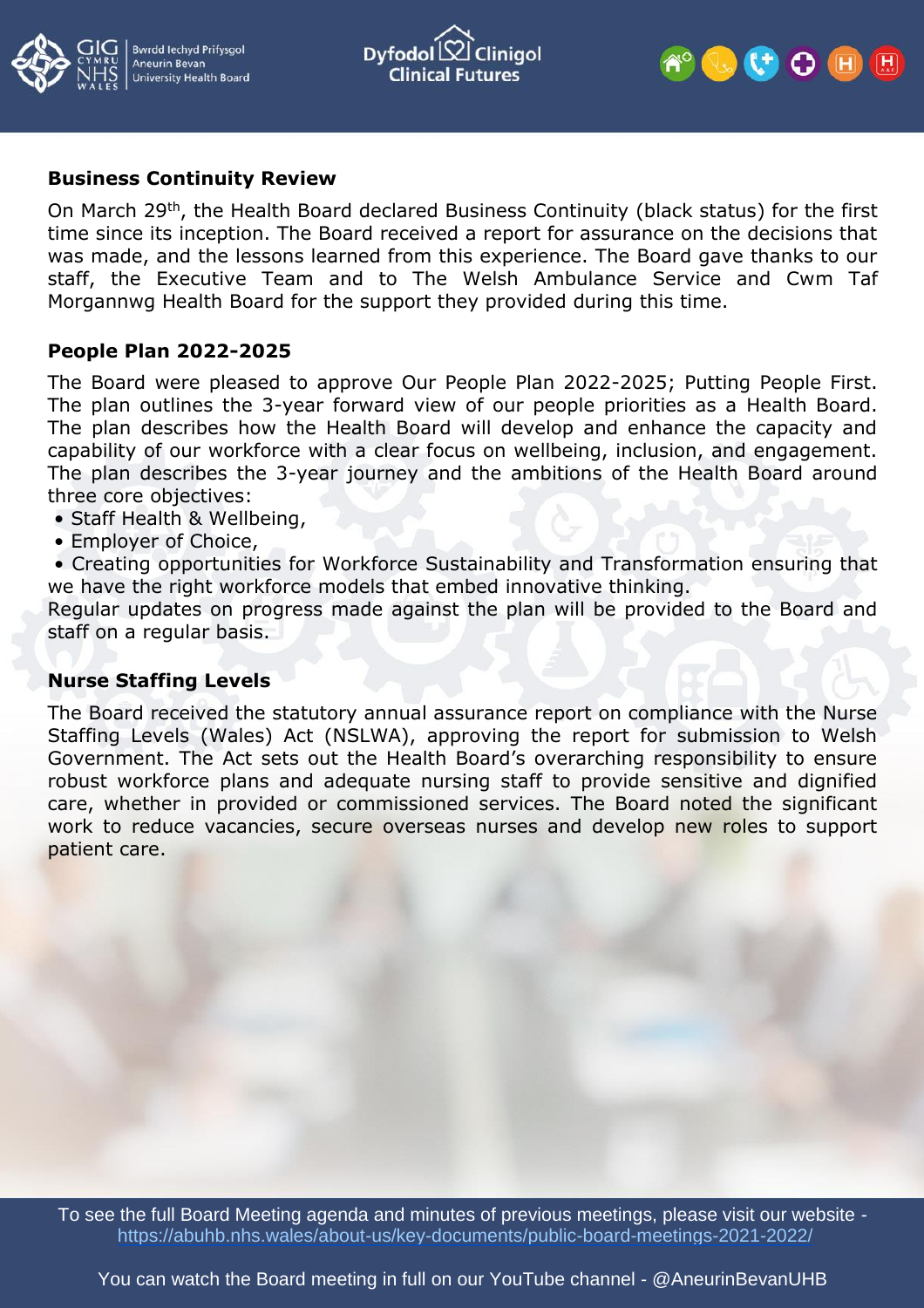## Business Continuity Review

On March 29th, the Health Board declared Business Continuity (black status) for the first time since its inception. The Board received a report for assurance on the decisions that was made, and the lessons learned from this experience. The Board gave thanks to our staff, the Executive Team and to The Welsh Ambulance Service and Cwm Taf Morgannwg Health Board for the support they provided during this time.

## People Plan 2022-2025

The Board were pleased to approve Our People Plan 2022-2025; Putting People First. The plan outlines the 3-year forward view of our people priorities as a Health Board. The plan describes how the Health Board will develop and enhance the capacity and capability of our workforce with a clear focus on wellbeing, inclusion, and engagement. The plan describes the 3-year journey and the ambitions of the Health Board around three core objectives:

- Staff Health & Wellbeing,
- Employer of Choice,
- Creating opportunities for Workforce Sustainability and Transformation ensuring that we have the right workforce models that embed innovative thinking.

Regular updates on progress made against the plan will be provided to the Board and staff on a regular basis.

## Nurse Staffing Levels

The Board received the statutory annual assurance report on compliance with the Nurse Staffing Levels (Wales) Act (NSLWA), approving the report for submission to Welsh Government. The Act sets out the Health Board's overarching responsibility to ensure robust workforce plans and adequate nursing staff to provide sensitive and dignified care, whether in provided or commissioned services. The Board noted the significant work to reduce vacancies, secure overseas nurses and develop new roles to support patient care.

To see the full Board Meeting agenda and minutes of previous meetings, please visit our website - https://abuhb.nhs.wales/about-us/key-documents/public-board-meetings-2021-2022/

You can watch the Board meeting in full on our YouTube channel - @AneurinBevanUHB